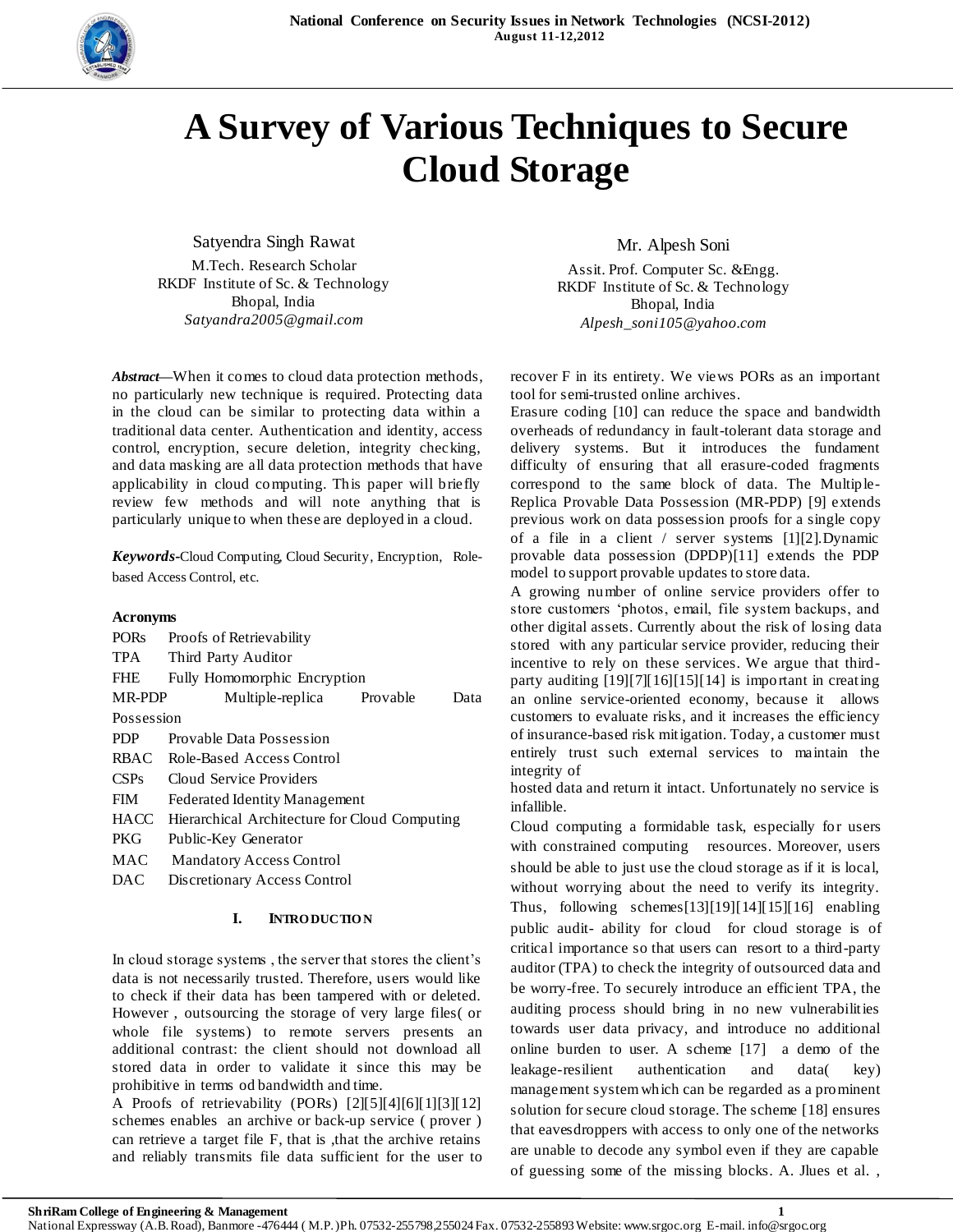# A Survey of Various Techniques to Secure Cloud Storage

Satyendra Singh Rawat
M.Tech. Research Scholar
RKDF Institute of Sc. & Technology
Bhopal, India
*Satyandra2005@gmail.com*

Mr. Alpesh Soni
Assit. Prof. Computer Sc. &Engg.
RKDF Institute of Sc. & Technology
Bhopal, India
*Alpesh_soni105@yahoo.com*

***Abstract*—**When it comes to cloud data protection methods, no particularly new technique is required. Protecting data in the cloud can be similar to protecting data within a traditional data center. Authentication and identity, access control, encryption, secure deletion, integrity checking, and data masking are all data protection methods that have applicability in cloud computing. This paper will briefly review few methods and will note anything that is particularly unique to when these are deployed in a cloud.

***Keywords-***Cloud Computing, Cloud Security, Encryption, Role-based Access Control, etc.

**Acronyms**

| | |
|---|---|
| PORs | Proofs of Retrievability |
| TPA | Third Party Auditor |
| FHE | Fully Homomorphic Encryption |
| MR-PDP | Multiple-replica Provable Data Possession |
| PDP | Provable Data Possession |
| RBAC | Role-Based Access Control |
| CSPs | Cloud Service Providers |
| FIM | Federated Identity Management |
| HACC | Hierarchical Architecture for Cloud Computing |
| PKG | Public-Key Generator |
| MAC | Mandatory Access Control |
| DAC | Discretionary Access Control |

## I. INTRODUCTION

In cloud storage systems , the server that stores the client's data is not necessarily trusted. Therefore, users would like to check if their data has been tampered with or deleted. However , outsourcing the storage of very large files( or whole file systems) to remote servers presents an additional contrast: the client should not download all stored data in order to validate it since this may be prohibitive in terms od bandwidth and time.

A Proofs of retrievability (PORs) [2][5][4][6][1][3][12] schemes enables an archive or back-up service ( prover ) can retrieve a target file F, that is ,that the archive retains and reliably transmits file data sufficient for the user to recover F in its entirety. We views PORs as an important tool for semi-trusted online archives.

Erasure coding [10] can reduce the space and bandwidth overheads of redundancy in fault-tolerant data storage and delivery systems. But it introduces the fundament difficulty of ensuring that all erasure-coded fragments correspond to the same block of data. The Multiple-Replica Provable Data Possession (MR-PDP) [9] extends previous work on data possession proofs for a single copy of a file in a client / server systems [1][2].Dynamic provable data possession (DPDP)[11] extends the PDP model to support provable updates to store data.

A growing number of online service providers offer to store customers 'photos, email, file system backups, and other digital assets. Currently about the risk of losing data stored with any particular service provider, reducing their incentive to rely on these services. We argue that third-party auditing [19][7][16][15][14] is important in creating an online service-oriented economy, because it allows customers to evaluate risks, and it increases the efficiency of insurance-based risk mitigation. Today, a customer must entirely trust such external services to maintain the integrity of hosted data and return it intact. Unfortunately no service is infallible.

Cloud computing a formidable task, especially for users with constrained computing resources. Moreover, users should be able to just use the cloud storage as if it is local, without worrying about the need to verify its integrity. Thus, following schemes[13][19][14][15][16] enabling public audit- ability for cloud for cloud storage is of critical importance so that users can resort to a third-party auditor (TPA) to check the integrity of outsourced data and be worry-free. To securely introduce an efficient TPA, the auditing process should bring in no new vulnerabilities towards user data privacy, and introduce no additional online burden to user. A scheme [17] a demo of the leakage-resilient authentication and data( key) management system which can be regarded as a prominent solution for secure cloud storage. The scheme [18] ensures that eavesdroppers with access to only one of the networks are unable to decode any symbol even if they are capable of guessing some of the missing blocks. A. Jlues et al. ,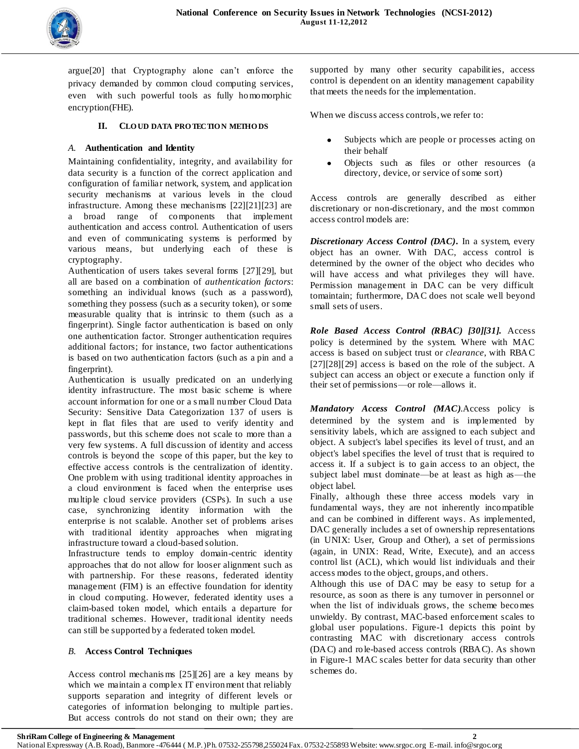argue[20] that Cryptography alone can't enforce the privacy demanded by common cloud computing services, even with such powerful tools as fully homomorphic encryption(FHE).

## II. CLOUD DATA PROTECTION METHODS

### *A.* Authentication and Identity

Maintaining confidentiality, integrity, and availability for data security is a function of the correct application and configuration of familiar network, system, and application security mechanisms at various levels in the cloud infrastructure. Among these mechanisms [22][21][23] are a broad range of components that implement authentication and access control. Authentication of users and even of communicating systems is performed by various means, but underlying each of these is cryptography.

Authentication of users takes several forms [27][29], but all are based on a combination of *authentication factors*: something an individual knows (such as a password), something they possess (such as a security token), or some measurable quality that is intrinsic to them (such as a fingerprint). Single factor authentication is based on only one authentication factor. Stronger authentication requires additional factors; for instance, two factor authentications is based on two authentication factors (such as a pin and a fingerprint).

Authentication is usually predicated on an underlying identity infrastructure. The most basic scheme is where account information for one or a small number Cloud Data Security: Sensitive Data Categorization 137 of users is kept in flat files that are used to verify identity and passwords, but this scheme does not scale to more than a very few systems. A full discussion of identity and access controls is beyond the scope of this paper, but the key to effective access controls is the centralization of identity. One problem with using traditional identity approaches in a cloud environment is faced when the enterprise uses multiple cloud service providers (CSPs). In such a use case, synchronizing identity information with the enterprise is not scalable. Another set of problems arises with traditional identity approaches when migrating infrastructure toward a cloud-based solution.

Infrastructure tends to employ domain-centric identity approaches that do not allow for looser alignment such as with partnership. For these reasons, federated identity management (FIM) is an effective foundation for identity in cloud computing. However, federated identity uses a claim-based token model, which entails a departure for traditional schemes. However, traditional identity needs can still be supported by a federated token model.

### *B.* Access Control Techniques

Access control mechanisms [25][26] are a key means by which we maintain a complex IT environment that reliably supports separation and integrity of different levels or categories of information belonging to multiple parties. But access controls do not stand on their own; they are supported by many other security capabilities, access control is dependent on an identity management capability that meets the needs for the implementation.

When we discuss access controls, we refer to:

- Subjects which are people or processes acting on their behalf
- Objects such as files or other resources (a directory, device, or service of some sort)

Access controls are generally described as either discretionary or non-discretionary, and the most common access control models are:

***Discretionary Access Control (DAC).*** In a system, every object has an owner. With DAC, access control is determined by the owner of the object who decides who will have access and what privileges they will have. Permission management in DAC can be very difficult tomaintain; furthermore, DAC does not scale well beyond small sets of users.

***Role Based Access Control (RBAC) [30][31].*** Access policy is determined by the system. Where with MAC access is based on subject trust or *clearance*, with RBAC [27][28][29] access is based on the role of the subject. A subject can access an object or execute a function only if their set of permissions—or role—allows it.

***Mandatory Access Control (MAC).***Access policy is determined by the system and is implemented by sensitivity labels, which are assigned to each subject and object. A subject's label specifies its level of trust, and an object's label specifies the level of trust that is required to access it. If a subject is to gain access to an object, the subject label must dominate—be at least as high as—the object label.

Finally, although these three access models vary in fundamental ways, they are not inherently incompatible and can be combined in different ways. As implemented, DAC generally includes a set of ownership representations (in UNIX: User, Group and Other), a set of permissions (again, in UNIX: Read, Write, Execute), and an access control list (ACL), which would list individuals and their access modes to the object, groups, and others.

Although this use of DAC may be easy to setup for a resource, as soon as there is any turnover in personnel or when the list of individuals grows, the scheme becomes unwieldy. By contrast, MAC-based enforcement scales to global user populations. Figure-1 depicts this point by contrasting MAC with discretionary access controls (DAC) and role-based access controls (RBAC). As shown in Figure-1 MAC scales better for data security than other schemes do.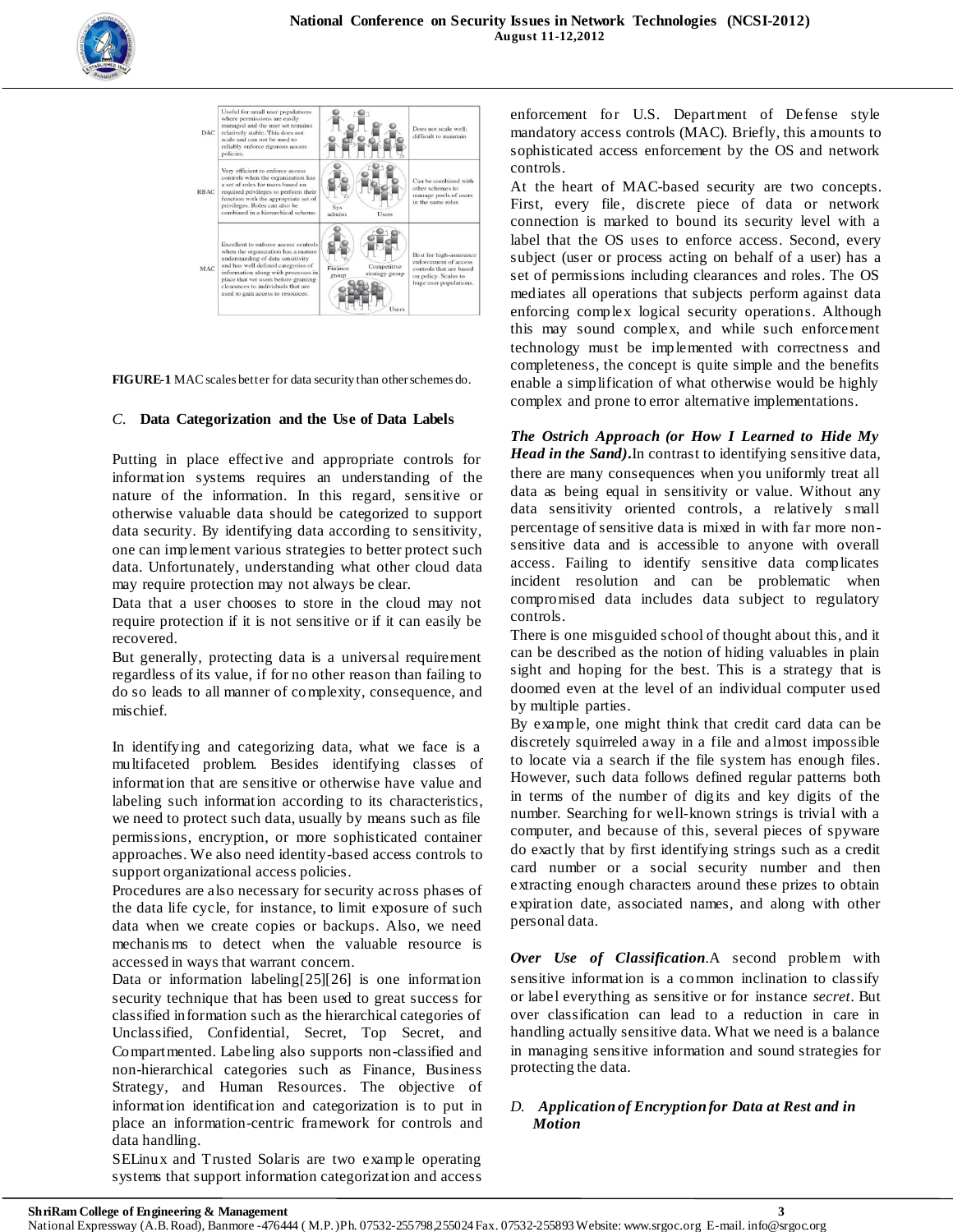| | | | |
|---|---|---|---|
| DAC | Useful for small user populations where permissions are easily managed and the user set remains relatively stable. This does not scale and can not be used to reliably enforce rigorous access policies. | | Does not scale well; difficult to maintain |
| RBAC | Very efficient to enforce access controls when the organization has a set of roles for users based on required privileges to perform their function with the appropriate set of privileges. Roles can also be combined in a hierarchical scheme. | Sys admins, Users | Can be combined with other schemes to manage pools of users in the same roles |
| MAC | Excellent to enforce access controls when the organization has a mature understanding of data sensitivity and has well defined categories of information along with processes in place that vet users before granting clearances to individuals that are used to gain access to resources. | Finance group, Competitive strategy group, Users | Best for high-assurance enforcement of access controls that are based on policy. Scales to huge user populations. |

**FIGURE-1** MAC scales better for data security than other schemes do.

### *C.* Data Categorization and the Use of Data Labels

Putting in place effective and appropriate controls for information systems requires an understanding of the nature of the information. In this regard, sensitive or otherwise valuable data should be categorized to support data security. By identifying data according to sensitivity, one can implement various strategies to better protect such data. Unfortunately, understanding what other cloud data may require protection may not always be clear.

Data that a user chooses to store in the cloud may not require protection if it is not sensitive or if it can easily be recovered.

But generally, protecting data is a universal requirement regardless of its value, if for no other reason than failing to do so leads to all manner of complexity, consequence, and mischief.

In identifying and categorizing data, what we face is a multifaceted problem. Besides identifying classes of information that are sensitive or otherwise have value and labeling such information according to its characteristics, we need to protect such data, usually by means such as file permissions, encryption, or more sophisticated container approaches. We also need identity-based access controls to support organizational access policies.

Procedures are also necessary for security across phases of the data life cycle, for instance, to limit exposure of such data when we create copies or backups. Also, we need mechanisms to detect when the valuable resource is accessed in ways that warrant concern.

Data or information labeling[25][26] is one information security technique that has been used to great success for classified information such as the hierarchical categories of Unclassified, Confidential, Secret, Top Secret, and Compartmented. Labeling also supports non-classified and non-hierarchical categories such as Finance, Business Strategy, and Human Resources. The objective of information identification and categorization is to put in place an information-centric framework for controls and data handling.

SELinux and Trusted Solaris are two example operating systems that support information categorization and access enforcement for U.S. Department of Defense style mandatory access controls (MAC). Briefly, this amounts to sophisticated access enforcement by the OS and network controls.

At the heart of MAC-based security are two concepts. First, every file, discrete piece of data or network connection is marked to bound its security level with a label that the OS uses to enforce access. Second, every subject (user or process acting on behalf of a user) has a set of permissions including clearances and roles. The OS mediates all operations that subjects perform against data enforcing complex logical security operations. Although this may sound complex, and while such enforcement technology must be implemented with correctness and completeness, the concept is quite simple and the benefits enable a simplification of what otherwise would be highly complex and prone to error alternative implementations.

***The Ostrich Approach (or How I Learned to Hide My Head in the Sand).***In contrast to identifying sensitive data, there are many consequences when you uniformly treat all data as being equal in sensitivity or value. Without any data sensitivity oriented controls, a relatively small percentage of sensitive data is mixed in with far more non-sensitive data and is accessible to anyone with overall access. Failing to identify sensitive data complicates incident resolution and can be problematic when compromised data includes data subject to regulatory controls.

There is one misguided school of thought about this, and it can be described as the notion of hiding valuables in plain sight and hoping for the best. This is a strategy that is doomed even at the level of an individual computer used by multiple parties.

By example, one might think that credit card data can be discretely squirreled away in a file and almost impossible to locate via a search if the file system has enough files. However, such data follows defined regular patterns both in terms of the number of digits and key digits of the number. Searching for well-known strings is trivial with a computer, and because of this, several pieces of spyware do exactly that by first identifying strings such as a credit card number or a social security number and then extracting enough characters around these prizes to obtain expiration date, associated names, and along with other personal data.

***Over Use of Classification***.A second problem with sensitive information is a common inclination to classify or label everything as sensitive or for instance *secret*. But over classification can lead to a reduction in care in handling actually sensitive data. What we need is a balance in managing sensitive information and sound strategies for protecting the data.

### *D. Application of Encryption for Data at Rest and in Motion*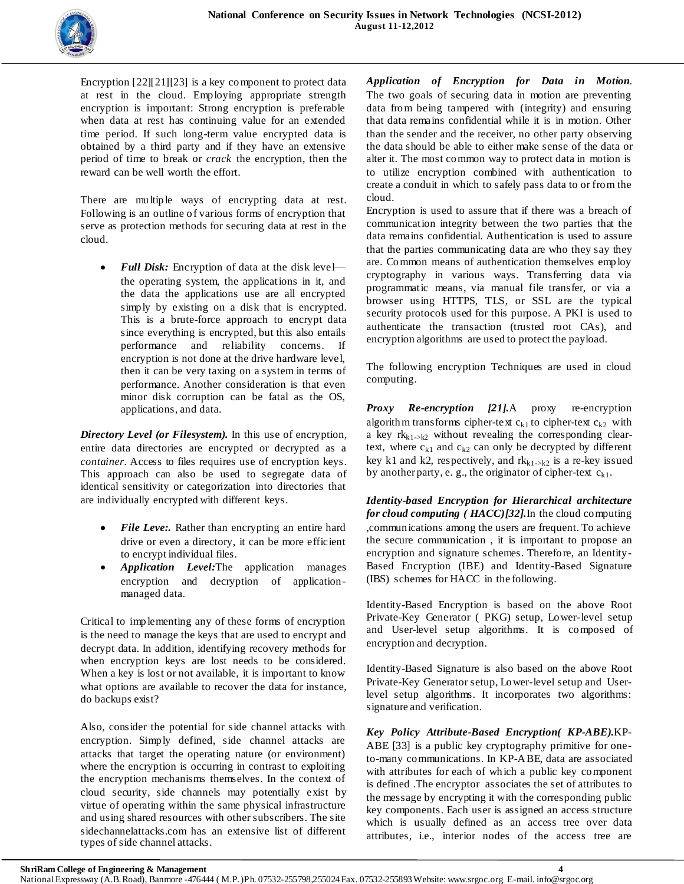Encryption [22][21][23] is a key component to protect data at rest in the cloud. Employing appropriate strength encryption is important: Strong encryption is preferable when data at rest has continuing value for an extended time period. If such long-term value encrypted data is obtained by a third party and if they have an extensive period of time to break or *crack* the encryption, then the reward can be well worth the effort.

There are multiple ways of encrypting data at rest. Following is an outline of various forms of encryption that serve as protection methods for securing data at rest in the cloud.

- ***Full Disk:*** Encryption of data at the disk level—the operating system, the applications in it, and the data the applications use are all encrypted simply by existing on a disk that is encrypted. This is a brute-force approach to encrypt data since everything is encrypted, but this also entails performance and reliability concerns. If encryption is not done at the drive hardware level, then it can be very taxing on a system in terms of performance. Another consideration is that even minor disk corruption can be fatal as the OS, applications, and data.

***Directory Level (or Filesystem).*** In this use of encryption, entire data directories are encrypted or decrypted as a *container*. Access to files requires use of encryption keys. This approach can also be used to segregate data of identical sensitivity or categorization into directories that are individually encrypted with different keys.

- ***File Leve:.*** Rather than encrypting an entire hard drive or even a directory, it can be more efficient to encrypt individual files.
- ***Application Level:***The application manages encryption and decryption of application-managed data.

Critical to implementing any of these forms of encryption is the need to manage the keys that are used to encrypt and decrypt data. In addition, identifying recovery methods for when encryption keys are lost needs to be considered. When a key is lost or not available, it is important to know what options are available to recover the data for instance, do backups exist?

Also, consider the potential for side channel attacks with encryption. Simply defined, side channel attacks are attacks that target the operating nature (or environment) where the encryption is occurring in contrast to exploiting the encryption mechanisms themselves. In the context of cloud security, side channels may potentially exist by virtue of operating within the same physical infrastructure and using shared resources with other subscribers. The site sidechannelattacks.com has an extensive list of different types of side channel attacks.

***Application of Encryption for Data in Motion.*** The two goals of securing data in motion are preventing data from being tampered with (integrity) and ensuring that data remains confidential while it is in motion. Other than the sender and the receiver, no other party observing the data should be able to either make sense of the data or alter it. The most common way to protect data in motion is to utilize encryption combined with authentication to create a conduit in which to safely pass data to or from the cloud.

Encryption is used to assure that if there was a breach of communication integrity between the two parties that the data remains confidential. Authentication is used to assure that the parties communicating data are who they say they are. Common means of authentication themselves employ cryptography in various ways. Transferring data via programmatic means, via manual file transfer, or via a browser using HTTPS, TLS, or SSL are the typical security protocols used for this purpose. A PKI is used to authenticate the transaction (trusted root CAs), and encryption algorithms are used to protect the payload.

The following encryption Techniques are used in cloud computing.

***Proxy Re-encryption [21].*** A proxy re-encryption algorithm transforms cipher-text $c_{k1}$ to cipher-text $c_{k2}$ with a key $rk_{k1->k2}$ without revealing the corresponding clear-text, where $c_{k1}$ and $c_{k2}$ can only be decrypted by different key k1 and k2, respectively, and $rk_{k1->k2}$ is a re-key issued by another party, e. g., the originator of cipher-text $c_{k1}$.

***Identity-based Encryption for Hierarchical architecture for cloud computing ( HACC)[32].*** In the cloud computing ,communications among the users are frequent. To achieve the secure communication , it is important to propose an encryption and signature schemes. Therefore, an Identity-Based Encryption (IBE) and Identity-Based Signature (IBS) schemes for HACC in the following.

Identity-Based Encryption is based on the above Root Private-Key Generator ( PKG) setup, Lower-level setup and User-level setup algorithms. It is composed of encryption and decryption.

Identity-Based Signature is also based on the above Root Private-Key Generator setup, Lower-level setup and User-level setup algorithms. It incorporates two algorithms: signature and verification.

***Key Policy Attribute-Based Encryption( KP-ABE).*** KP-ABE [33] is a public key cryptography primitive for one-to-many communications. In KP-ABE, data are associated with attributes for each of which a public key component is defined .The encryptor associates the set of attributes to the message by encrypting it with the corresponding public key components. Each user is assigned an access structure which is usually defined as an access tree over data attributes, i.e., interior nodes of the access tree are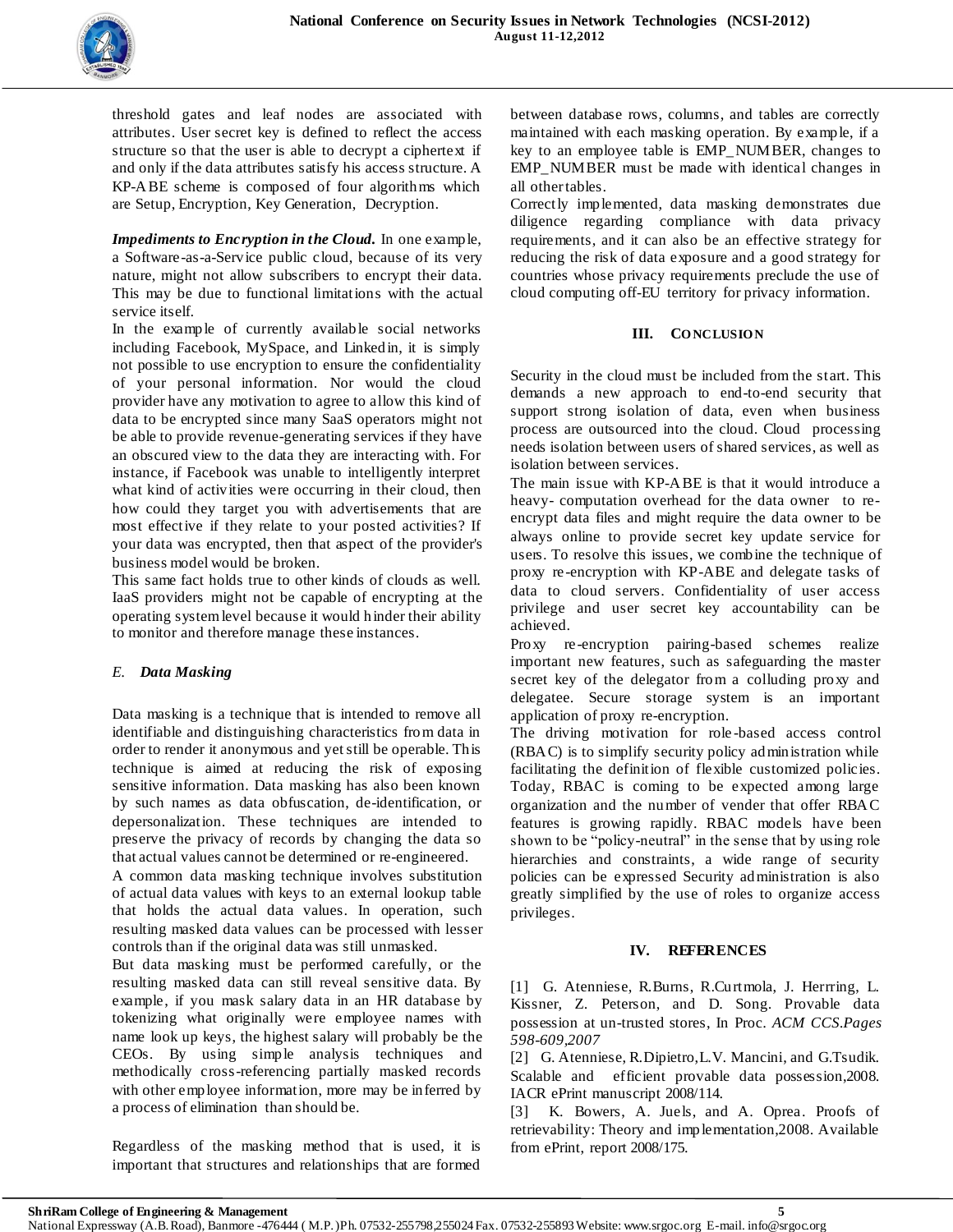threshold gates and leaf nodes are associated with attributes. User secret key is defined to reflect the access structure so that the user is able to decrypt a ciphertext if and only if the data attributes satisfy his access structure. A KP-ABE scheme is composed of four algorithms which are Setup, Encryption, Key Generation, Decryption.

***Impediments to Encryption in the Cloud.*** In one example, a Software-as-a-Service public cloud, because of its very nature, might not allow subscribers to encrypt their data. This may be due to functional limitations with the actual service itself.

In the example of currently available social networks including Facebook, MySpace, and Linkedin, it is simply not possible to use encryption to ensure the confidentiality of your personal information. Nor would the cloud provider have any motivation to agree to allow this kind of data to be encrypted since many SaaS operators might not be able to provide revenue-generating services if they have an obscured view to the data they are interacting with. For instance, if Facebook was unable to intelligently interpret what kind of activities were occurring in their cloud, then how could they target you with advertisements that are most effective if they relate to your posted activities? If your data was encrypted, then that aspect of the provider's business model would be broken.

This same fact holds true to other kinds of clouds as well. IaaS providers might not be capable of encrypting at the operating system level because it would hinder their ability to monitor and therefore manage these instances.

### *E. Data Masking*

Data masking is a technique that is intended to remove all identifiable and distinguishing characteristics from data in order to render it anonymous and yet still be operable. This technique is aimed at reducing the risk of exposing sensitive information. Data masking has also been known by such names as data obfuscation, de-identification, or depersonalization. These techniques are intended to preserve the privacy of records by changing the data so that actual values cannot be determined or re-engineered.

A common data masking technique involves substitution of actual data values with keys to an external lookup table that holds the actual data values. In operation, such resulting masked data values can be processed with lesser controls than if the original data was still unmasked.

But data masking must be performed carefully, or the resulting masked data can still reveal sensitive data. By example, if you mask salary data in an HR database by tokenizing what originally were employee names with name look up keys, the highest salary will probably be the CEOs. By using simple analysis techniques and methodically cross-referencing partially masked records with other employee information, more may be inferred by a process of elimination than should be.

Regardless of the masking method that is used, it is important that structures and relationships that are formed between database rows, columns, and tables are correctly maintained with each masking operation. By example, if a key to an employee table is EMP_NUMBER, changes to EMP_NUMBER must be made with identical changes in all other tables.

Correctly implemented, data masking demonstrates due diligence regarding compliance with data privacy requirements, and it can also be an effective strategy for reducing the risk of data exposure and a good strategy for countries whose privacy requirements preclude the use of cloud computing off-EU territory for privacy information.

## III. CONCLUSION

Security in the cloud must be included from the start. This demands a new approach to end-to-end security that support strong isolation of data, even when business process are outsourced into the cloud. Cloud processing needs isolation between users of shared services, as well as isolation between services.

The main issue with KP-ABE is that it would introduce a heavy- computation overhead for the data owner to re-encrypt data files and might require the data owner to be always online to provide secret key update service for users. To resolve this issues, we combine the technique of proxy re-encryption with KP-ABE and delegate tasks of data to cloud servers. Confidentiality of user access privilege and user secret key accountability can be achieved.

Proxy re-encryption pairing-based schemes realize important new features, such as safeguarding the master secret key of the delegator from a colluding proxy and delegatee. Secure storage system is an important application of proxy re-encryption.

The driving motivation for role-based access control (RBAC) is to simplify security policy administration while facilitating the definition of flexible customized policies. Today, RBAC is coming to be expected among large organization and the number of vender that offer RBAC features is growing rapidly. RBAC models have been shown to be "policy-neutral" in the sense that by using role hierarchies and constraints, a wide range of security policies can be expressed Security administration is also greatly simplified by the use of roles to organize access privileges.

## IV. REFERENCES

[1] G. Atenniese, R.Burns, R.Curtmola, J. Herrring, L. Kissner, Z. Peterson, and D. Song. Provable data possession at un-trusted stores, In Proc. *ACM CCS.Pages 598-609,2007*

[2] G. Atenniese, R.Dipietro,L.V. Mancini, and G.Tsudik. Scalable and efficient provable data possession,2008. IACR ePrint manuscript 2008/114.

[3] K. Bowers, A. Juels, and A. Oprea. Proofs of retrievability: Theory and implementation,2008. Available from ePrint, report 2008/175.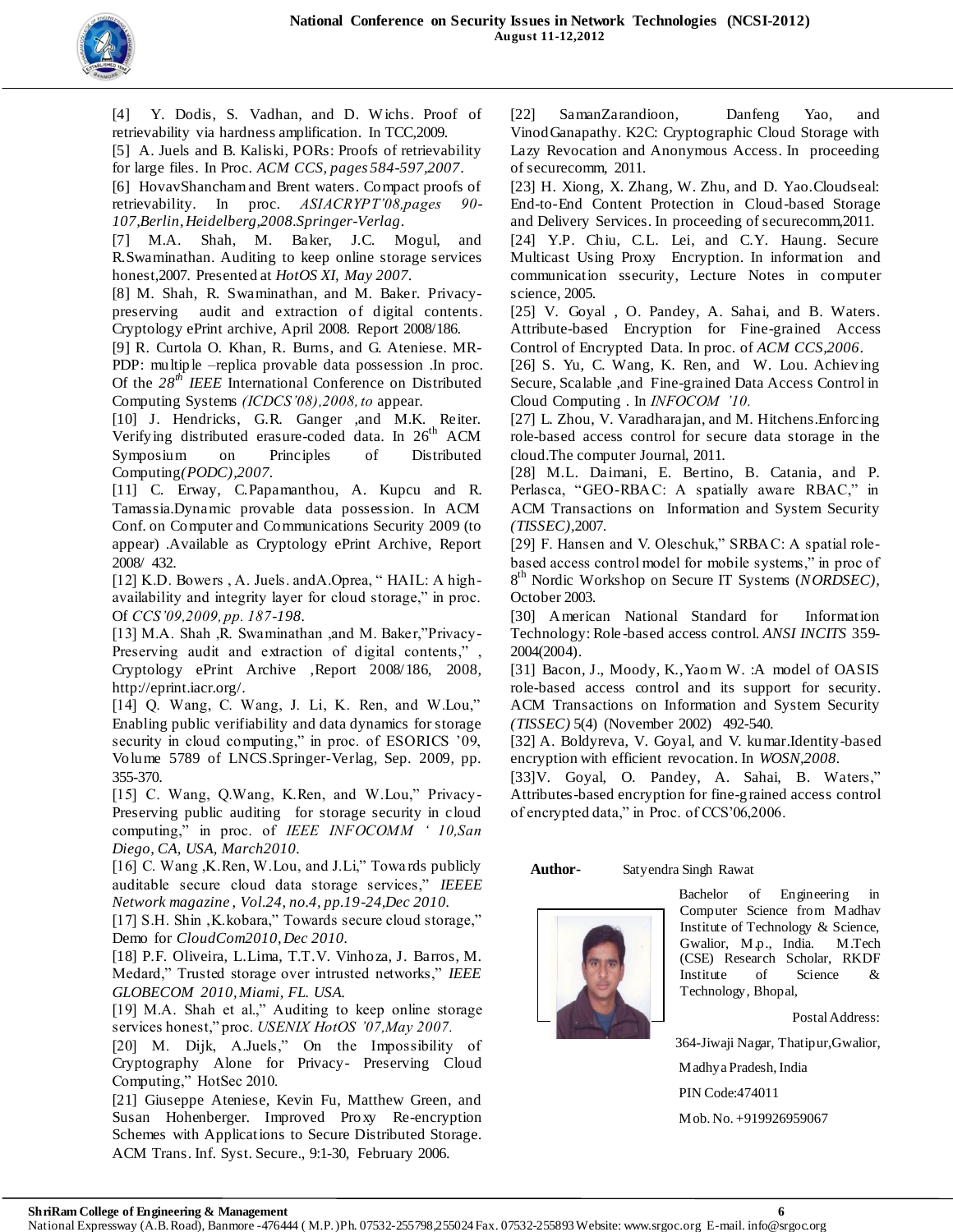[4] Y. Dodis, S. Vadhan, and D. Wichs. Proof of retrievability via hardness amplification. In TCC,2009.

[5] A. Juels and B. Kaliski, PORs: Proofs of retrievability for large files. In Proc. *ACM CCS, pages 584-597,2007*.

[6] HovavShancham and Brent waters. Compact proofs of retrievability. In proc. *ASIACRYPT'08,pages 90-107,Berlin, Heidelberg,2008.Springer-Verlag*.

[7] M.A. Shah, M. Baker, J.C. Mogul, and R.Swaminathan. Auditing to keep online storage services honest,2007. Presented at *HotOS XI, May 2007*.

[8] M. Shah, R. Swaminathan, and M. Baker. Privacy-preserving audit and extraction of digital contents. Cryptology ePrint archive, April 2008. Report 2008/186.

[9] R. Curtola O. Khan, R. Burns, and G. Ateniese. MR-PDP: multiple –replica provable data possession .In proc. Of the *28th IEEE* International Conference on Distributed Computing Systems *(ICDCS'08),2008, to* appear.

[10] J. Hendricks, G.R. Ganger ,and M.K. Reiter. Verifying distributed erasure-coded data. In 26th ACM Symposium on Principles of Distributed Computing*(PODC),2007*.

[11] C. Erway, C.Papamanthou, A. Kupcu and R. Tamassia.Dynamic provable data possession. In ACM Conf. on Computer and Communications Security 2009 (to appear) .Available as Cryptology ePrint Archive, Report 2008/ 432.

[12] K.D. Bowers , A. Juels. andA.Oprea, " HAIL: A high-availability and integrity layer for cloud storage," in proc. Of *CCS'09,2009, pp. 187-198*.

[13] M.A. Shah ,R. Swaminathan ,and M. Baker,"Privacy-Preserving audit and extraction of digital contents," , Cryptology ePrint Archive ,Report 2008/186, 2008, http://eprint.iacr.org/.

[14] Q. Wang, C. Wang, J. Li, K. Ren, and W.Lou," Enabling public verifiability and data dynamics for storage security in cloud computing," in proc. of ESORICS '09, Volume 5789 of LNCS.Springer-Verlag, Sep. 2009, pp. 355-370.

[15] C. Wang, Q.Wang, K.Ren, and W.Lou," Privacy-Preserving public auditing for storage security in cloud computing," in proc. of *IEEE INFOCOMM ' 10,San Diego, CA, USA, March2010*.

[16] C. Wang ,K.Ren, W.Lou, and J.Li," Towards publicly auditable secure cloud data storage services," *IEEEE Network magazine , Vol.24, no.4, pp.19-24,Dec 2010*.

[17] S.H. Shin ,K.kobara," Towards secure cloud storage," Demo for *CloudCom2010, Dec 2010*.

[18] P.F. Oliveira, L.Lima, T.T.V. Vinhoza, J. Barros, M. Medard," Trusted storage over intrusted networks," *IEEE GLOBECOM 2010, Miami, FL. USA*.

[19] M.A. Shah et al.," Auditing to keep online storage services honest," proc. *USENIX HotOS '07,May 2007.*

[20] M. Dijk, A.Juels," On the Impossibility of Cryptography Alone for Privacy- Preserving Cloud Computing," HotSec 2010.

[21] Giuseppe Ateniese, Kevin Fu, Matthew Green, and Susan Hohenberger. Improved Proxy Re-encryption Schemes with Applications to Secure Distributed Storage. ACM Trans. Inf. Syst. Secure., 9:1-30, February 2006.

[22] SamanZarandioon, Danfeng Yao, and VinodGanapathy. K2C: Cryptographic Cloud Storage with Lazy Revocation and Anonymous Access. In proceeding of securecomm, 2011.

[23] H. Xiong, X. Zhang, W. Zhu, and D. Yao.Cloudseal: End-to-End Content Protection in Cloud-based Storage and Delivery Services. In proceeding of securecomm,2011.

[24] Y.P. Chiu, C.L. Lei, and C.Y. Haung. Secure Multicast Using Proxy Encryption. In information and communication ssecurity, Lecture Notes in computer science, 2005.

[25] V. Goyal , O. Pandey, A. Sahai, and B. Waters. Attribute-based Encryption for Fine-grained Access Control of Encrypted Data. In proc. of *ACM CCS,2006*.

[26] S. Yu, C. Wang, K. Ren, and W. Lou. Achieving Secure, Scalable ,and Fine-grained Data Access Control in Cloud Computing . In *INFOCOM '10.*

[27] L. Zhou, V. Varadharajan, and M. Hitchens.Enforcing role-based access control for secure data storage in the cloud.The computer Journal, 2011.

[28] M.L. Daimani, E. Bertino, B. Catania, and P. Perlasca, "GEO-RBAC: A spatially aware RBAC," in ACM Transactions on Information and System Security *(TISSEC)*,2007.

[29] F. Hansen and V. Oleschuk," SRBAC: A spatial role-based access control model for mobile systems," in proc of 8th Nordic Workshop on Secure IT Systems (*NORDSEC)*, October 2003.

[30] American National Standard for Information Technology: Role-based access control. *ANSI INCITS* 359-2004(2004).

[31] Bacon, J., Moody, K.,Yaom W. :A model of OASIS role-based access control and its support for security. ACM Transactions on Information and System Security *(TISSEC)* 5(4) (November 2002) 492-540.

[32] A. Boldyreva, V. Goyal, and V. kumar.Identity-based encryption with efficient revocation. In *WOSN,2008*.

[33]V. Goyal, O. Pandey, A. Sahai, B. Waters," Attributes-based encryption for fine-grained access control of encrypted data," in Proc. of CCS'06,2006.

**Author-** Satyendra Singh Rawat

Bachelor of Engineering in Computer Science from Madhav Institute of Technology & Science, Gwalior, M.p., India. M.Tech (CSE) Research Scholar, RKDF Institute of Science & Technology, Bhopal,

Postal Address:

364-Jiwaji Nagar, Thatipur,Gwalior,

Madhya Pradesh, India

PIN Code:474011

Mob. No. +919926959067